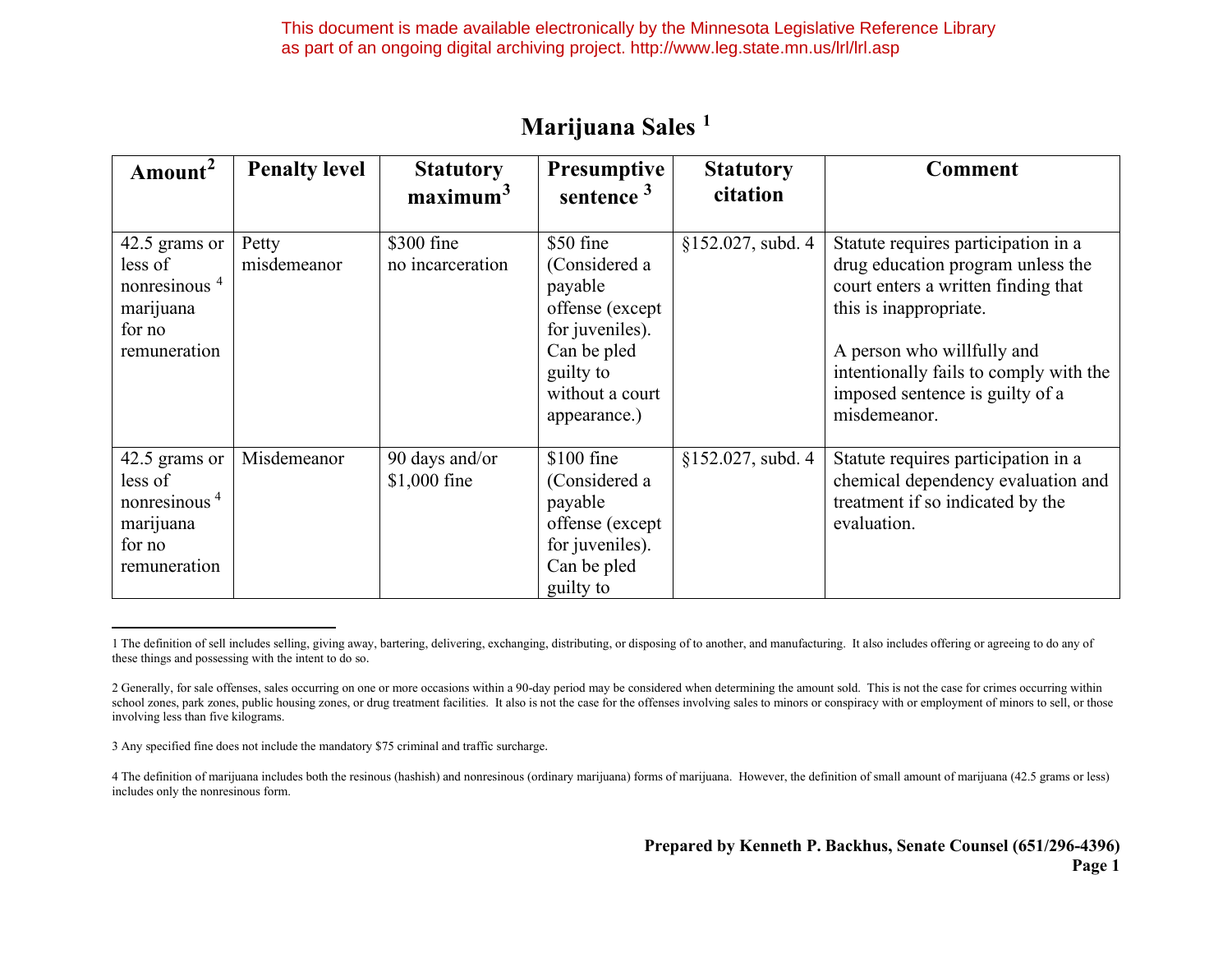This document is made available electronically by the Minnesota Legislative Reference Library as part of an ongoing digital archiving project. http://www.leg.state.mn.us/lrl/lrl.asp

# Marijuana Sales [1]

| Amount[2] | Penalty level | Statutory maximum[3] | Presumptive sentence [3] | Statutory citation | Comment |
|---|---|---|---|---|---|
| 42.5 grams or less of nonresinous [4] marijuana for no remuneration | Petty misdemeanor | $300 fine no incarceration | $50 fine (Considered a payable offense (except for juveniles). Can be pled guilty to without a court appearance.) | §152.027, subd. 4 | Statute requires participation in a drug education program unless the court enters a written finding that this is inappropriate.<br><br>A person who willfully and intentionally fails to comply with the imposed sentence is guilty of a misdemeanor. |
| 42.5 grams or less of nonresinous [4] marijuana for no remuneration | Misdemeanor | 90 days and/or $1,000 fine | $100 fine (Considered a payable offense (except for juveniles). Can be pled guilty to | §152.027, subd. 4 | Statute requires participation in a chemical dependency evaluation and treatment if so indicated by the evaluation. |

1 The definition of sell includes selling, giving away, bartering, delivering, exchanging, distributing, or disposing of to another, and manufacturing. It also includes offering or agreeing to do any of these things and possessing with the intent to do so.

2 Generally, for sale offenses, sales occurring on one or more occasions within a 90-day period may be considered when determining the amount sold. This is not the case for crimes occurring within school zones, park zones, public housing zones, or drug treatment facilities. It also is not the case for the offenses involving sales to minors or conspiracy with or employment of minors to sell, or those involving less than five kilograms.

3 Any specified fine does not include the mandatory $75 criminal and traffic surcharge.

4 The definition of marijuana includes both the resinous (hashish) and nonresinous (ordinary marijuana) forms of marijuana. However, the definition of small amount of marijuana (42.5 grams or less) includes only the nonresinous form.

**Prepared by Kenneth P. Backhus, Senate Counsel (651/296-4396)**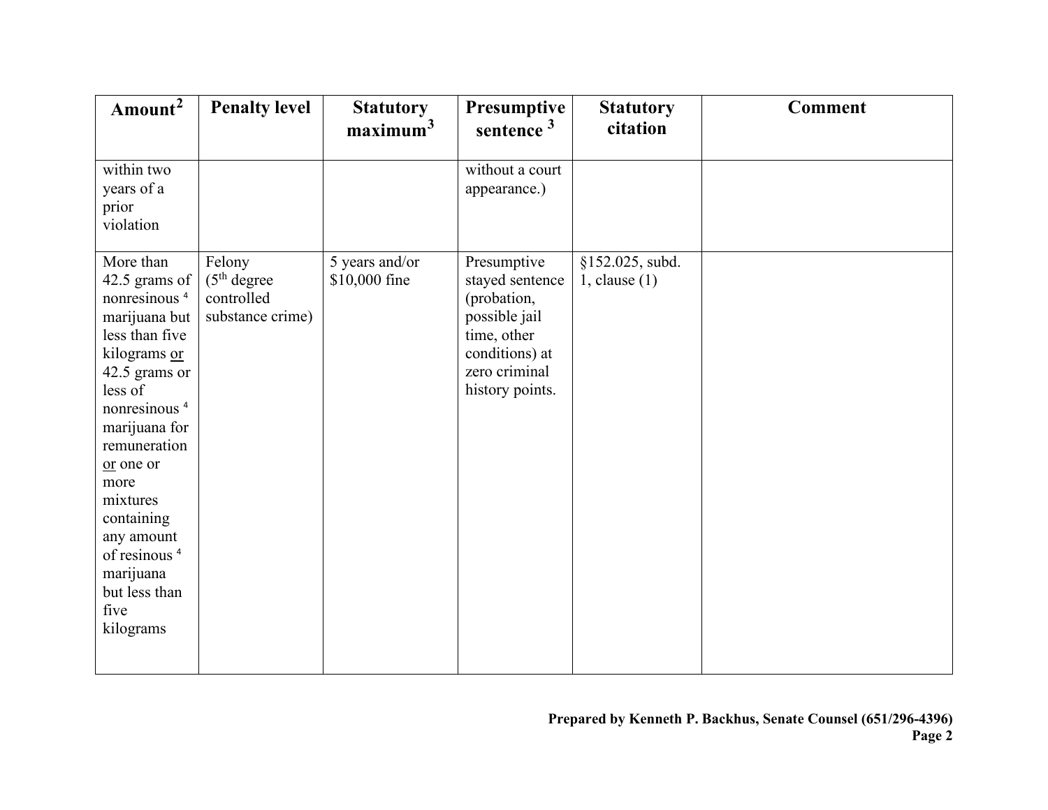| Amount[2] | Penalty level | Statutory maximum[3] | Presumptive sentence [3] | Statutory citation | Comment |
|---|---|---|---|---|---|
| within two years of a prior violation | | | without a court appearance.) | | |
| More than 42.5 grams of nonresinous [4] marijuana but less than five kilograms <u>or</u> 42.5 grams or less of nonresinous [4] marijuana for remuneration <u>or</u> one or more mixtures containing any amount of resinous [4] marijuana but less than five kilograms | Felony (5th degree controlled substance crime) | 5 years and/or $10,000 fine | Presumptive stayed sentence (probation, possible jail time, other conditions) at zero criminal history points. | §152.025, subd. 1, clause (1) | |

**Prepared by Kenneth P. Backhus, Senate Counsel (651/296-4396)**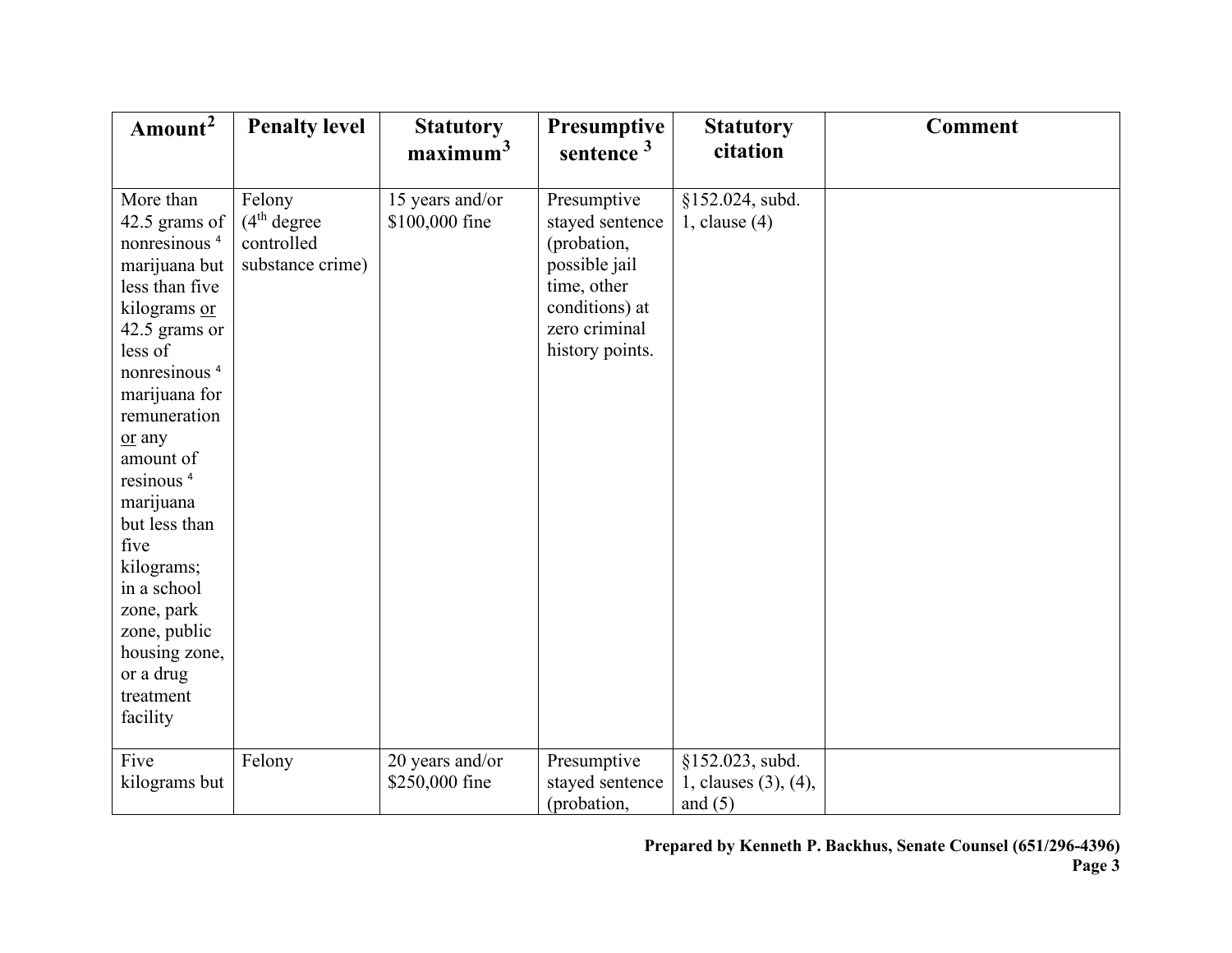| Amount[2] | Penalty level | Statutory maximum[3] | Presumptive sentence [3] | Statutory citation | Comment |
|---|---|---|---|---|---|
| More than 42.5 grams of nonresinous [4] marijuana but less than five kilograms <u>or</u> 42.5 grams or less of nonresinous [4] marijuana for remuneration <u>or</u> any amount of resinous [4] marijuana but less than five kilograms; in a school zone, park zone, public housing zone, or a drug treatment facility | Felony (4th degree controlled substance crime) | 15 years and/or $100,000 fine | Presumptive stayed sentence (probation, possible jail time, other conditions) at zero criminal history points. | §152.024, subd. 1, clause (4) | |
| Five kilograms but | Felony | 20 years and/or $250,000 fine | Presumptive stayed sentence (probation, | §152.023, subd. 1, clauses (3), (4), and (5) | |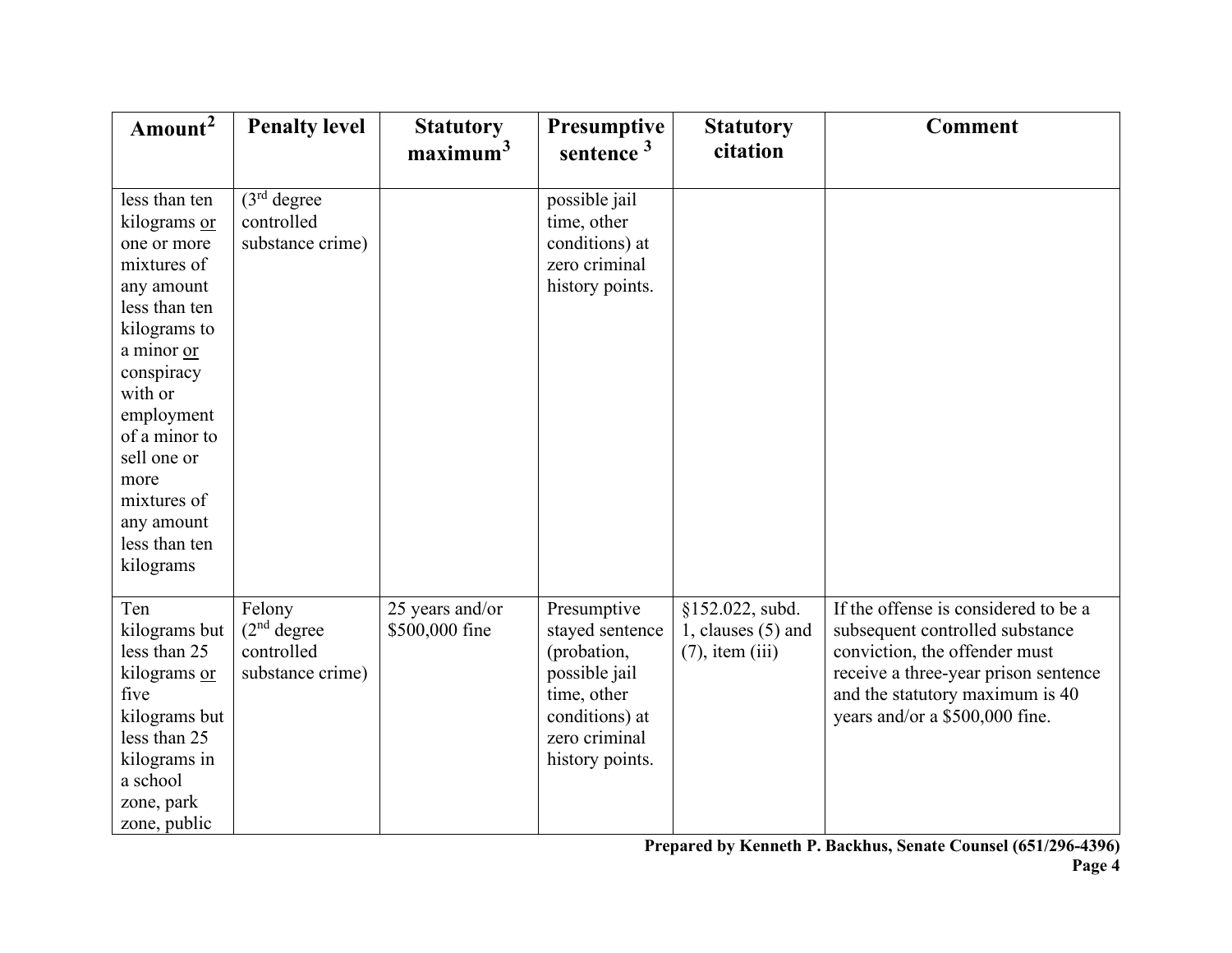| Amount[2] | Penalty level | Statutory maximum[3] | Presumptive sentence [3] | Statutory citation | Comment |
|---|---|---|---|---|---|
| less than ten kilograms <u>or</u> one or more mixtures of any amount less than ten kilograms to a minor <u>or</u> conspiracy with or employment of a minor to sell one or more mixtures of any amount less than ten kilograms | (3rd degree controlled substance crime) | | possible jail time, other conditions) at zero criminal history points. | | |
| Ten kilograms but less than 25 kilograms <u>or</u> five kilograms but less than 25 kilograms in a school zone, park zone, public | Felony (2nd degree controlled substance crime) | 25 years and/or $500,000 fine | Presumptive stayed sentence (probation, possible jail time, other conditions) at zero criminal history points. | §152.022, subd. 1, clauses (5) and (7), item (iii) | If the offense is considered to be a subsequent controlled substance conviction, the offender must receive a three-year prison sentence and the statutory maximum is 40 years and/or a $500,000 fine. |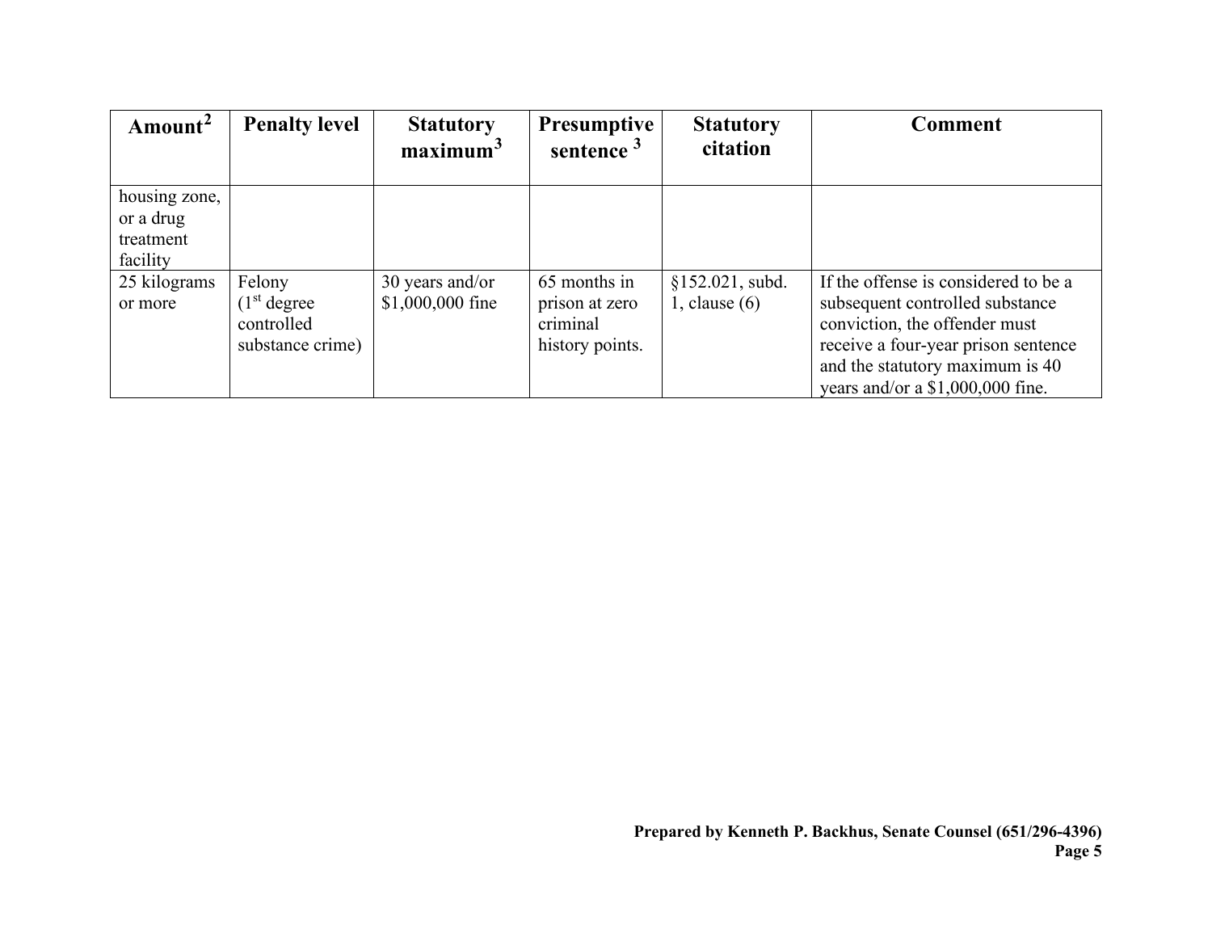| Amount[2] | Penalty level | Statutory maximum[3] | Presumptive sentence [3] | Statutory citation | Comment |
|---|---|---|---|---|---|
| housing zone, or a drug treatment facility | | | | | |
| 25 kilograms or more | Felony (1st degree controlled substance crime) | 30 years and/or $1,000,000 fine | 65 months in prison at zero criminal history points. | §152.021, subd. 1, clause (6) | If the offense is considered to be a subsequent controlled substance conviction, the offender must receive a four-year prison sentence and the statutory maximum is 40 years and/or a $1,000,000 fine. |

**Prepared by Kenneth P. Backhus, Senate Counsel (651/296-4396)**